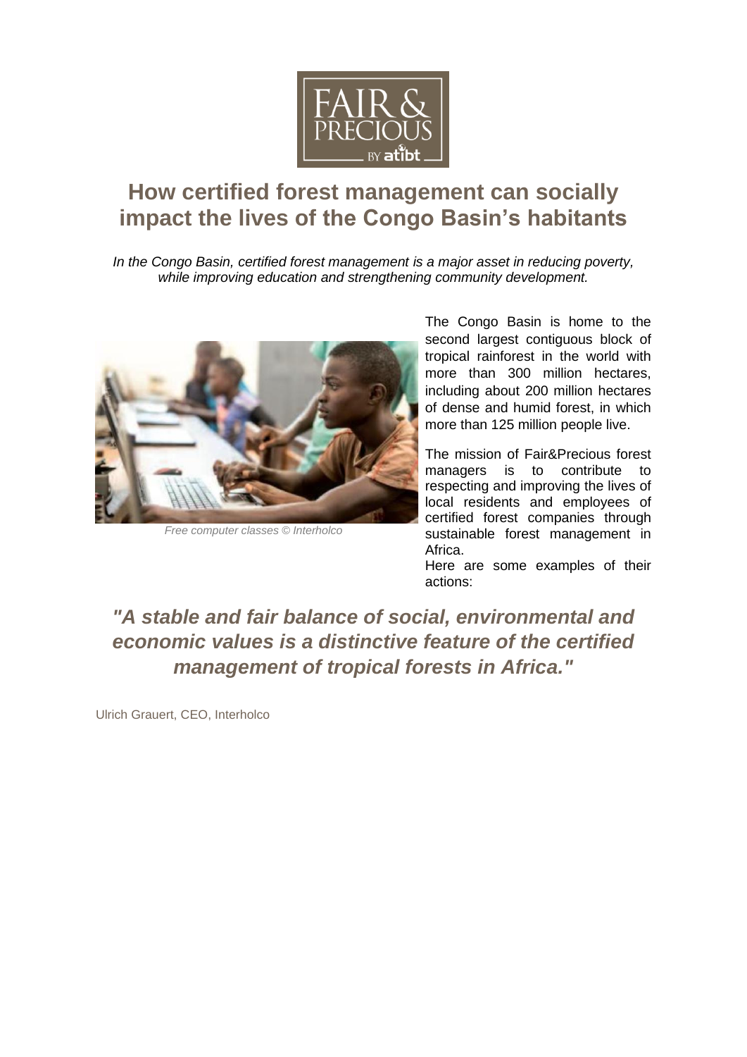# How certified forest management can socially impact the lives of the Congo Basin's habitants

*In the Congo Basin, certified forest management is a major asset in reducing poverty, while improving education and strengthening community development.*

*Free computer classes © Interholco*

The Congo Basin is home to the second largest contiguous block of tropical rainforest in the world with more than 300 million hectares, including about 200 million hectares of dense and humid forest, in which more than 125 million people live.

The mission of Fair&Precious forest managers is to contribute to respecting and improving the lives of local residents and employees of certified forest companies through sustainable forest management in Africa.

Here are some examples of their actions:

***"A stable and fair balance of social, environmental and economic values is a distinctive feature of the certified management of tropical forests in Africa."***

Ulrich Grauert, CEO, Interholco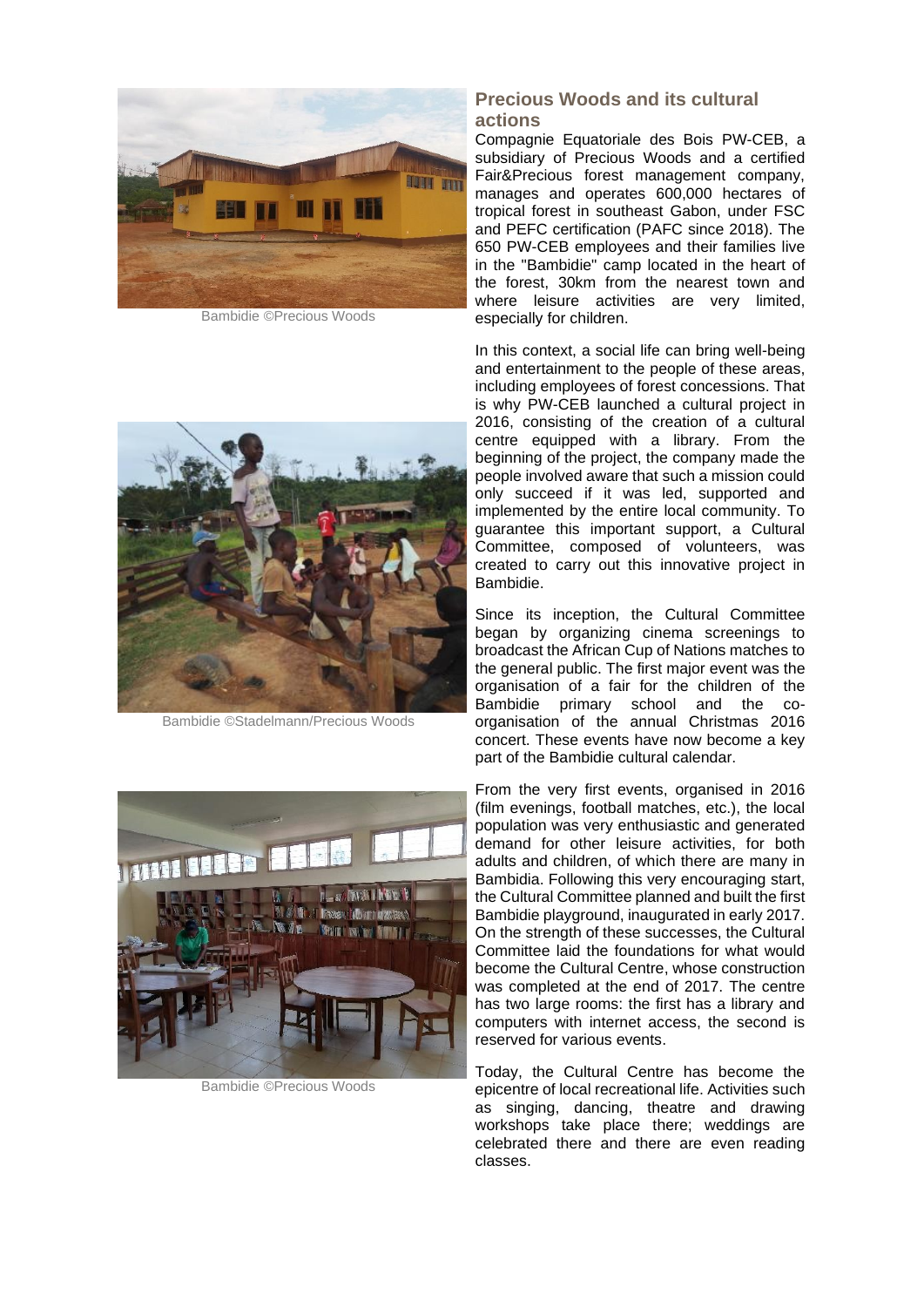Bambidie ©Precious Woods

## Precious Woods and its cultural actions

Compagnie Equatoriale des Bois PW-CEB, a subsidiary of Precious Woods and a certified Fair&Precious forest management company, manages and operates 600,000 hectares of tropical forest in southeast Gabon, under FSC and PEFC certification (PAFC since 2018). The 650 PW-CEB employees and their families live in the "Bambidie" camp located in the heart of the forest, 30km from the nearest town and where leisure activities are very limited, especially for children.

In this context, a social life can bring well-being and entertainment to the people of these areas, including employees of forest concessions. That is why PW-CEB launched a cultural project in 2016, consisting of the creation of a cultural centre equipped with a library. From the beginning of the project, the company made the people involved aware that such a mission could only succeed if it was led, supported and implemented by the entire local community. To guarantee this important support, a Cultural Committee, composed of volunteers, was created to carry out this innovative project in Bambidie.

Bambidie ©Stadelmann/Precious Woods

Since its inception, the Cultural Committee began by organizing cinema screenings to broadcast the African Cup of Nations matches to the general public. The first major event was the organisation of a fair for the children of the Bambidie primary school and the co-organisation of the annual Christmas 2016 concert. These events have now become a key part of the Bambidie cultural calendar.

From the very first events, organised in 2016 (film evenings, football matches, etc.), the local population was very enthusiastic and generated demand for other leisure activities, for both adults and children, of which there are many in Bambidia. Following this very encouraging start, the Cultural Committee planned and built the first Bambidie playground, inaugurated in early 2017. On the strength of these successes, the Cultural Committee laid the foundations for what would become the Cultural Centre, whose construction was completed at the end of 2017. The centre has two large rooms: the first has a library and computers with internet access, the second is reserved for various events.

Bambidie ©Precious Woods

Today, the Cultural Centre has become the epicentre of local recreational life. Activities such as singing, dancing, theatre and drawing workshops take place there; weddings are celebrated there and there are even reading classes.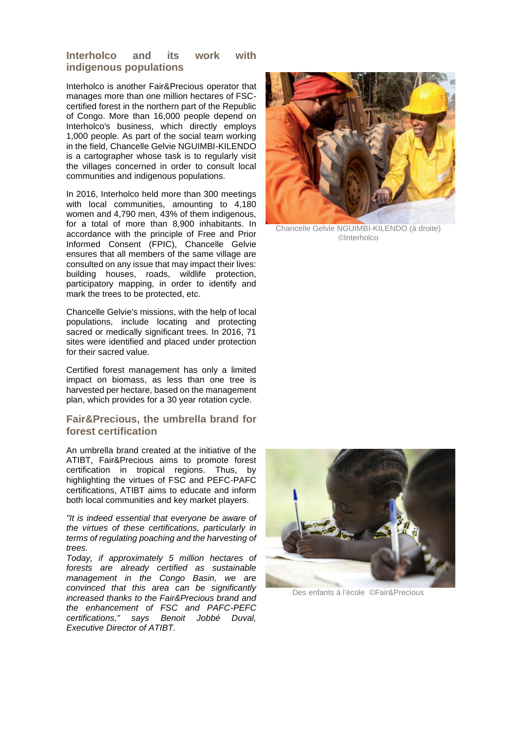## Interholco and its work with indigenous populations

Interholco is another Fair&Precious operator that manages more than one million hectares of FSC-certified forest in the northern part of the Republic of Congo. More than 16,000 people depend on Interholco's business, which directly employs 1,000 people. As part of the social team working in the field, Chancelle Gelvie NGUIMBI-KILENDO is a cartographer whose task is to regularly visit the villages concerned in order to consult local communities and indigenous populations.

In 2016, Interholco held more than 300 meetings with local communities, amounting to 4,180 women and 4,790 men, 43% of them indigenous, for a total of more than 8,900 inhabitants. In accordance with the principle of Free and Prior Informed Consent (FPIC), Chancelle Gelvie ensures that all members of the same village are consulted on any issue that may impact their lives: building houses, roads, wildlife protection, participatory mapping, in order to identify and mark the trees to be protected, etc.

Chancelle Gelvie's missions, with the help of local populations, include locating and protecting sacred or medically significant trees. In 2016, 71 sites were identified and placed under protection for their sacred value.

Certified forest management has only a limited impact on biomass, as less than one tree is harvested per hectare, based on the management plan, which provides for a 30 year rotation cycle.

Chancelle Gelvie NGUIMBI-KILENDO (à droite) ©Interholco

## Fair&Precious, the umbrella brand for forest certification

An umbrella brand created at the initiative of the ATIBT, Fair&Precious aims to promote forest certification in tropical regions. Thus, by highlighting the virtues of FSC and PEFC-PAFC certifications, ATIBT aims to educate and inform both local communities and key market players.

*"It is indeed essential that everyone be aware of the virtues of these certifications, particularly in terms of regulating poaching and the harvesting of trees.*
*Today, if approximately 5 million hectares of forests are already certified as sustainable management in the Congo Basin, we are convinced that this area can be significantly increased thanks to the Fair&Precious brand and the enhancement of FSC and PAFC-PEFC certifications," says Benoit Jobbé Duval, Executive Director of ATIBT.*

Des enfants à l'école ©Fair&Precious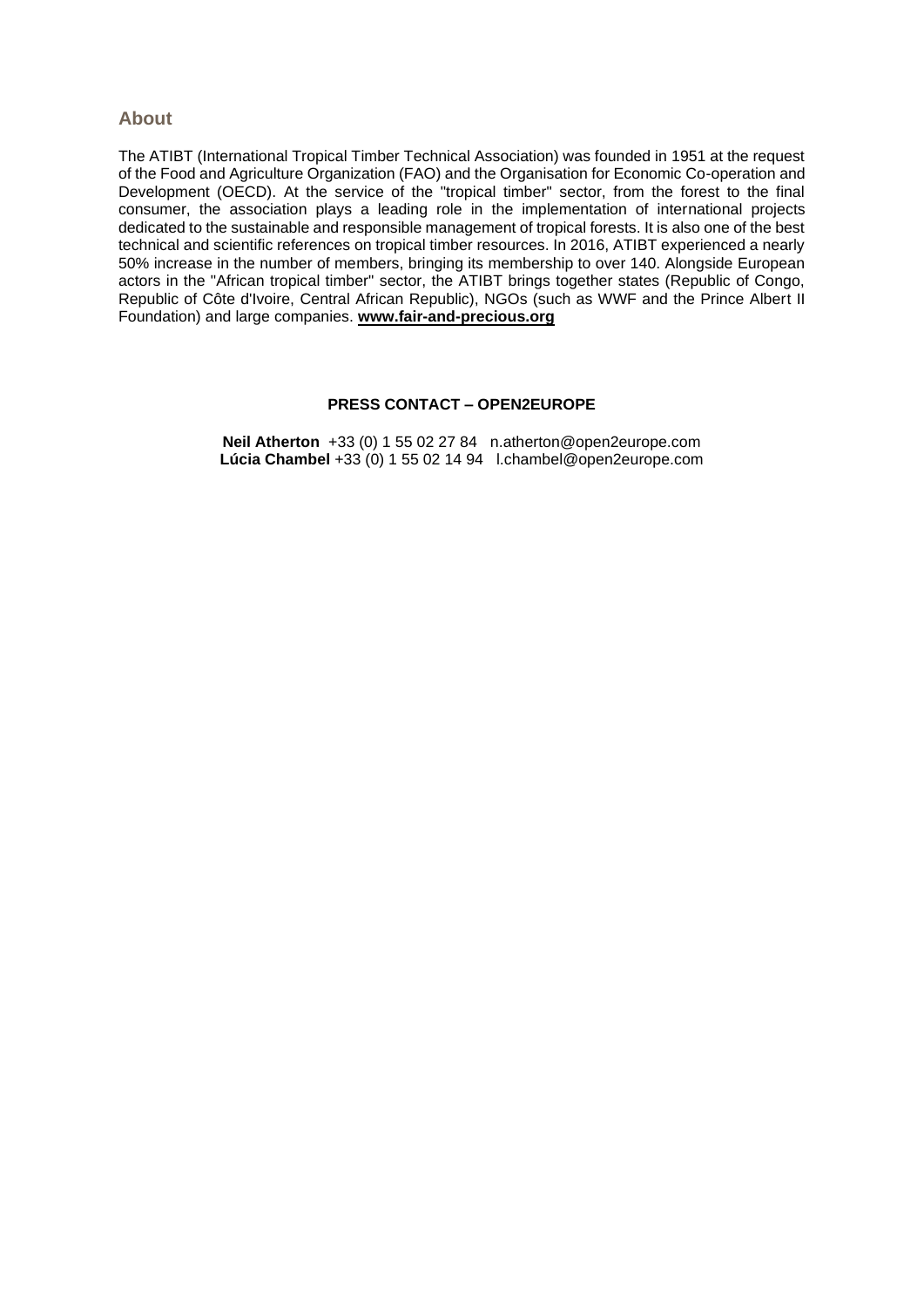## About

The ATIBT (International Tropical Timber Technical Association) was founded in 1951 at the request of the Food and Agriculture Organization (FAO) and the Organisation for Economic Co-operation and Development (OECD). At the service of the "tropical timber" sector, from the forest to the final consumer, the association plays a leading role in the implementation of international projects dedicated to the sustainable and responsible management of tropical forests. It is also one of the best technical and scientific references on tropical timber resources. In 2016, ATIBT experienced a nearly 50% increase in the number of members, bringing its membership to over 140. Alongside European actors in the "African tropical timber" sector, the ATIBT brings together states (Republic of Congo, Republic of Côte d'Ivoire, Central African Republic), NGOs (such as WWF and the Prince Albert II Foundation) and large companies. **www.fair-and-precious.org**

**PRESS CONTACT – OPEN2EUROPE**

**Neil Atherton** +33 (0) 1 55 02 27 84 n.atherton@open2europe.com
**Lúcia Chambel** +33 (0) 1 55 02 14 94 l.chambel@open2europe.com